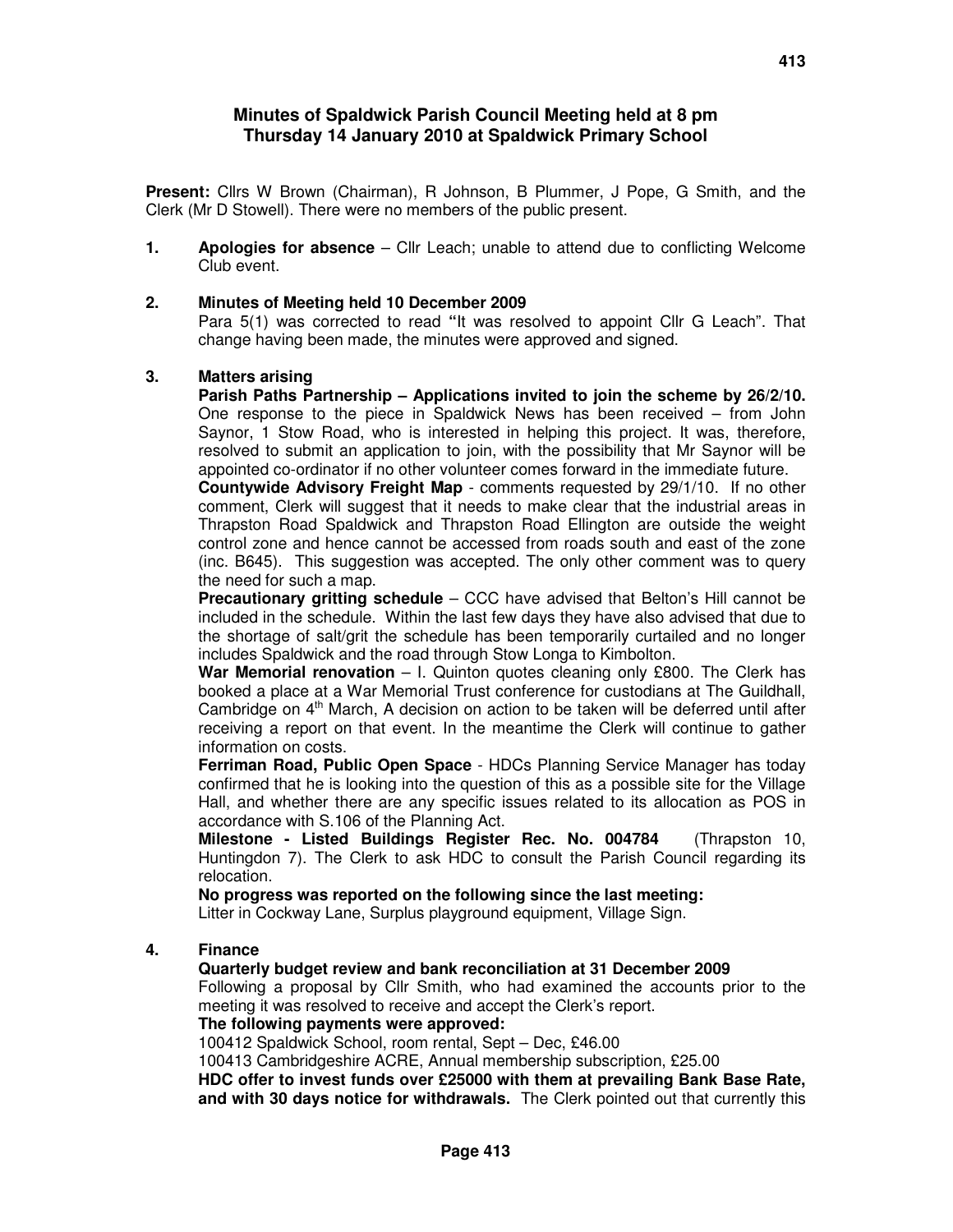# Minutes of Spaldwick Parish Council Meeting held at 8 pm Thursday 14 January 2010 at Spaldwick Primary School

**Present:** Cllrs W Brown (Chairman), R Johnson, B Plummer, J Pope, G Smith, and the Clerk (Mr D Stowell). There were no members of the public present.

1. **Apologies for absence** – Cllr Leach; unable to attend due to conflicting Welcome Club event.

2. **Minutes of Meeting held 10 December 2009**
   Para 5(1) was corrected to read **"**It was resolved to appoint Cllr G Leach". That change having been made, the minutes were approved and signed.

3. **Matters arising**
   **Parish Paths Partnership – Applications invited to join the scheme by 26/2/10.** One response to the piece in Spaldwick News has been received – from John Saynor, 1 Stow Road, who is interested in helping this project. It was, therefore, resolved to submit an application to join, with the possibility that Mr Saynor will be appointed co-ordinator if no other volunteer comes forward in the immediate future.
   **Countywide Advisory Freight Map** - comments requested by 29/1/10. If no other comment, Clerk will suggest that it needs to make clear that the industrial areas in Thrapston Road Spaldwick and Thrapston Road Ellington are outside the weight control zone and hence cannot be accessed from roads south and east of the zone (inc. B645). This suggestion was accepted. The only other comment was to query the need for such a map.
   **Precautionary gritting schedule** – CCC have advised that Belton's Hill cannot be included in the schedule. Within the last few days they have also advised that due to the shortage of salt/grit the schedule has been temporarily curtailed and no longer includes Spaldwick and the road through Stow Longa to Kimbolton.
   **War Memorial renovation** – I. Quinton quotes cleaning only £800. The Clerk has booked a place at a War Memorial Trust conference for custodians at The Guildhall, Cambridge on 4th March, A decision on action to be taken will be deferred until after receiving a report on that event. In the meantime the Clerk will continue to gather information on costs.
   **Ferriman Road, Public Open Space** - HDCs Planning Service Manager has today confirmed that he is looking into the question of this as a possible site for the Village Hall, and whether there are any specific issues related to its allocation as POS in accordance with S.106 of the Planning Act.
   **Milestone - Listed Buildings Register Rec. No. 004784** (Thrapston 10, Huntingdon 7). The Clerk to ask HDC to consult the Parish Council regarding its relocation.
   **No progress was reported on the following since the last meeting:**
   Litter in Cockway Lane, Surplus playground equipment, Village Sign.

4. **Finance**
   **Quarterly budget review and bank reconciliation at 31 December 2009**
   Following a proposal by Cllr Smith, who had examined the accounts prior to the meeting it was resolved to receive and accept the Clerk's report.
   **The following payments were approved:**
   100412 Spaldwick School, room rental, Sept – Dec, £46.00
   100413 Cambridgeshire ACRE, Annual membership subscription, £25.00
   **HDC offer to invest funds over £25000 with them at prevailing Bank Base Rate, and with 30 days notice for withdrawals.** The Clerk pointed out that currently this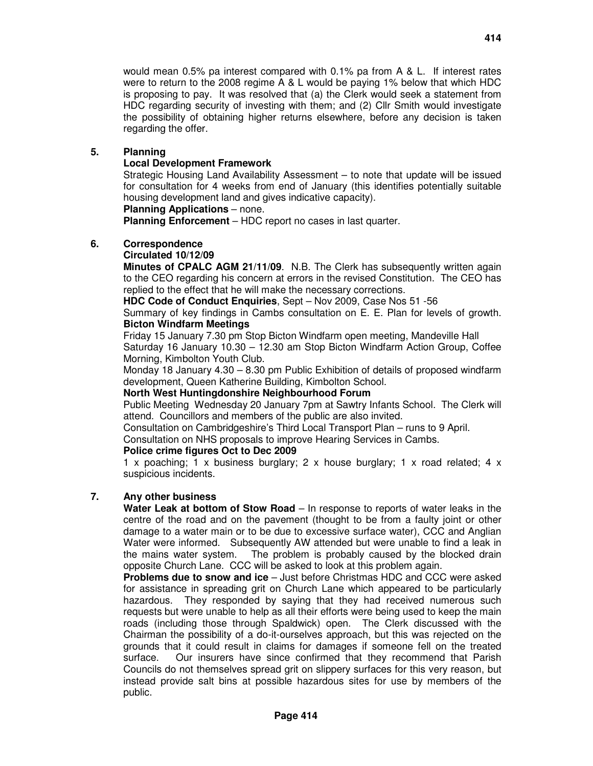would mean 0.5% pa interest compared with 0.1% pa from A & L. If interest rates were to return to the 2008 regime A & L would be paying 1% below that which HDC is proposing to pay. It was resolved that (a) the Clerk would seek a statement from HDC regarding security of investing with them; and (2) Cllr Smith would investigate the possibility of obtaining higher returns elsewhere, before any decision is taken regarding the offer.

**5. Planning**

**Local Development Framework**

Strategic Housing Land Availability Assessment – to note that update will be issued for consultation for 4 weeks from end of January (this identifies potentially suitable housing development land and gives indicative capacity).

**Planning Applications** – none.

**Planning Enforcement** – HDC report no cases in last quarter.

**6. Correspondence**

**Circulated 10/12/09**

**Minutes of CPALC AGM 21/11/09**. N.B. The Clerk has subsequently written again to the CEO regarding his concern at errors in the revised Constitution. The CEO has replied to the effect that he will make the necessary corrections.

**HDC Code of Conduct Enquiries**, Sept – Nov 2009, Case Nos 51 -56

Summary of key findings in Cambs consultation on E. E. Plan for levels of growth.

**Bicton Windfarm Meetings**

Friday 15 January 7.30 pm Stop Bicton Windfarm open meeting, Mandeville Hall

Saturday 16 January 10.30 – 12.30 am Stop Bicton Windfarm Action Group, Coffee Morning, Kimbolton Youth Club.

Monday 18 January 4.30 – 8.30 pm Public Exhibition of details of proposed windfarm development, Queen Katherine Building, Kimbolton School.

**North West Huntingdonshire Neighbourhood Forum**

Public Meeting Wednesday 20 January 7pm at Sawtry Infants School. The Clerk will attend. Councillors and members of the public are also invited.

Consultation on Cambridgeshire's Third Local Transport Plan – runs to 9 April.

Consultation on NHS proposals to improve Hearing Services in Cambs.

**Police crime figures Oct to Dec 2009**

1 x poaching; 1 x business burglary; 2 x house burglary; 1 x road related; 4 x suspicious incidents.

**7. Any other business**

**Water Leak at bottom of Stow Road** – In response to reports of water leaks in the centre of the road and on the pavement (thought to be from a faulty joint or other damage to a water main or to be due to excessive surface water), CCC and Anglian Water were informed. Subsequently AW attended but were unable to find a leak in the mains water system. The problem is probably caused by the blocked drain opposite Church Lane. CCC will be asked to look at this problem again.

**Problems due to snow and ice** – Just before Christmas HDC and CCC were asked for assistance in spreading grit on Church Lane which appeared to be particularly hazardous. They responded by saying that they had received numerous such requests but were unable to help as all their efforts were being used to keep the main roads (including those through Spaldwick) open. The Clerk discussed with the Chairman the possibility of a do-it-ourselves approach, but this was rejected on the grounds that it could result in claims for damages if someone fell on the treated surface. Our insurers have since confirmed that they recommend that Parish Councils do not themselves spread grit on slippery surfaces for this very reason, but instead provide salt bins at possible hazardous sites for use by members of the public.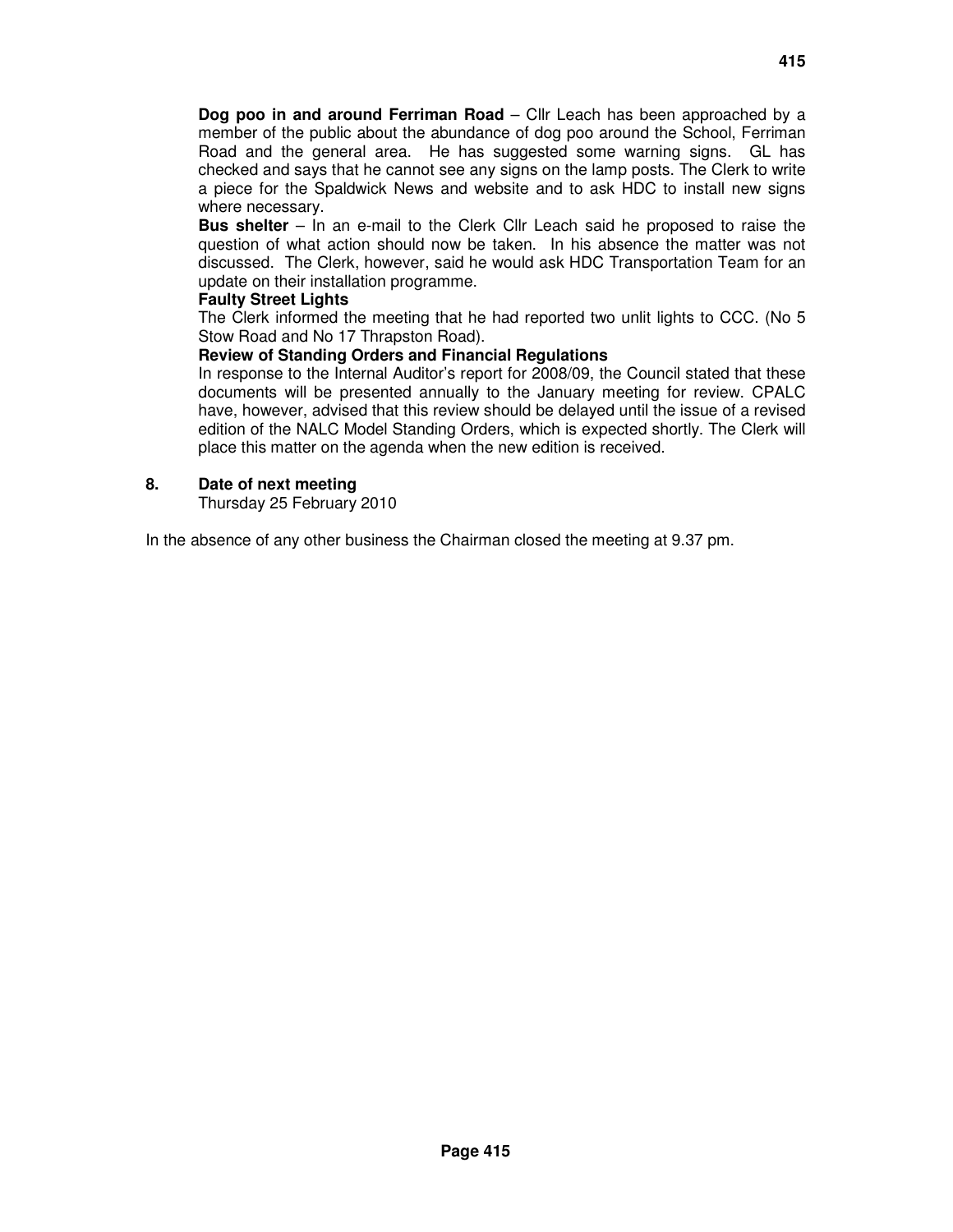**Dog poo in and around Ferriman Road** – Cllr Leach has been approached by a member of the public about the abundance of dog poo around the School, Ferriman Road and the general area. He has suggested some warning signs. GL has checked and says that he cannot see any signs on the lamp posts. The Clerk to write a piece for the Spaldwick News and website and to ask HDC to install new signs where necessary.

**Bus shelter** – In an e-mail to the Clerk Cllr Leach said he proposed to raise the question of what action should now be taken. In his absence the matter was not discussed. The Clerk, however, said he would ask HDC Transportation Team for an update on their installation programme.

**Faulty Street Lights**

The Clerk informed the meeting that he had reported two unlit lights to CCC. (No 5 Stow Road and No 17 Thrapston Road).

**Review of Standing Orders and Financial Regulations**

In response to the Internal Auditor's report for 2008/09, the Council stated that these documents will be presented annually to the January meeting for review. CPALC have, however, advised that this review should be delayed until the issue of a revised edition of the NALC Model Standing Orders, which is expected shortly. The Clerk will place this matter on the agenda when the new edition is received.

**8. Date of next meeting**

Thursday 25 February 2010

In the absence of any other business the Chairman closed the meeting at 9.37 pm.